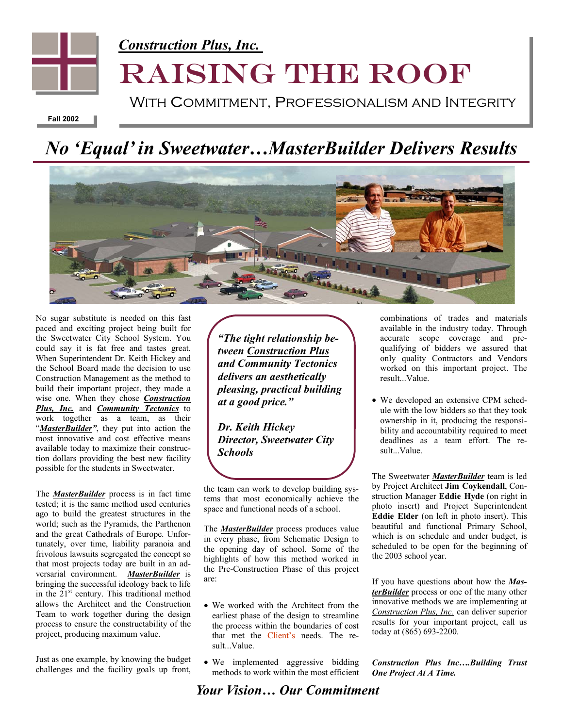*Construction Plus, Inc.*

# RAISING THE ROOF

With Commitment, Professionalism and Integrity

**Fall 2002**

## *No 'Equal' in Sweetwater…MasterBuilder Delivers Results*

No sugar substitute is needed on this fast paced and exciting project being built for the Sweetwater City School System. You could say it is fat free and tastes great. When Superintendent Dr. Keith Hickey and the School Board made the decision to use Construction Management as the method to build their important project, they made a wise one. When they chose ***Construction Plus, Inc.*** and ***Community Tectonics*** to work together as a team, as their "***MasterBuilder***", they put into action the most innovative and cost effective means available today to maximize their construction dollars providing the best new facility possible for the students in Sweetwater.

The ***MasterBuilder*** process is in fact time tested; it is the same method used centuries ago to build the greatest structures in the world; such as the Pyramids, the Parthenon and the great Cathedrals of Europe. Unfortunately, over time, liability paranoia and frivolous lawsuits segregated the concept so that most projects today are built in an adversarial environment. ***MasterBuilder*** is bringing the successful ideology back to life in the 21st century. This traditional method allows the Architect and the Construction Team to work together during the design process to ensure the constructability of the project, producing maximum value.

Just as one example, by knowing the budget challenges and the facility goals up front, the team can work to develop building systems that most economically achieve the space and functional needs of a school.

> ***"The tight relationship between Construction Plus and Community Tectonics delivers an aesthetically pleasing, practical building at a good price."***
>
> ***Dr. Keith Hickey***
> ***Director, Sweetwater City Schools***

The ***MasterBuilder*** process produces value in every phase, from Schematic Design to the opening day of school. Some of the highlights of how this method worked in the Pre-Construction Phase of this project are:

- We worked with the Architect from the earliest phase of the design to streamline the process within the boundaries of cost that met the Client's needs. The result...Value.
- We implemented aggressive bidding methods to work within the most efficient combinations of trades and materials available in the industry today. Through accurate scope coverage and pre-qualifying of bidders we assured that only quality Contractors and Vendors worked on this important project. The result...Value.
- We developed an extensive CPM schedule with the low bidders so that they took ownership in it, producing the responsibility and accountability required to meet deadlines as a team effort. The result...Value.

The Sweetwater ***MasterBuilder*** team is led by Project Architect **Jim Coykendall**, Construction Manager **Eddie Hyde** (on right in photo insert) and Project Superintendent **Eddie Elder** (on left in photo insert). This beautiful and functional Primary School, which is on schedule and under budget, is scheduled to be open for the beginning of the 2003 school year.

If you have questions about how the ***MasterBuilder*** process or one of the many other innovative methods we are implementing at *Construction Plus, Inc.* can deliver superior results for your important project, call us today at (865) 693-2200.

***Construction Plus Inc….Building Trust One Project At A Time.***

***Your Vision… Our Commitment***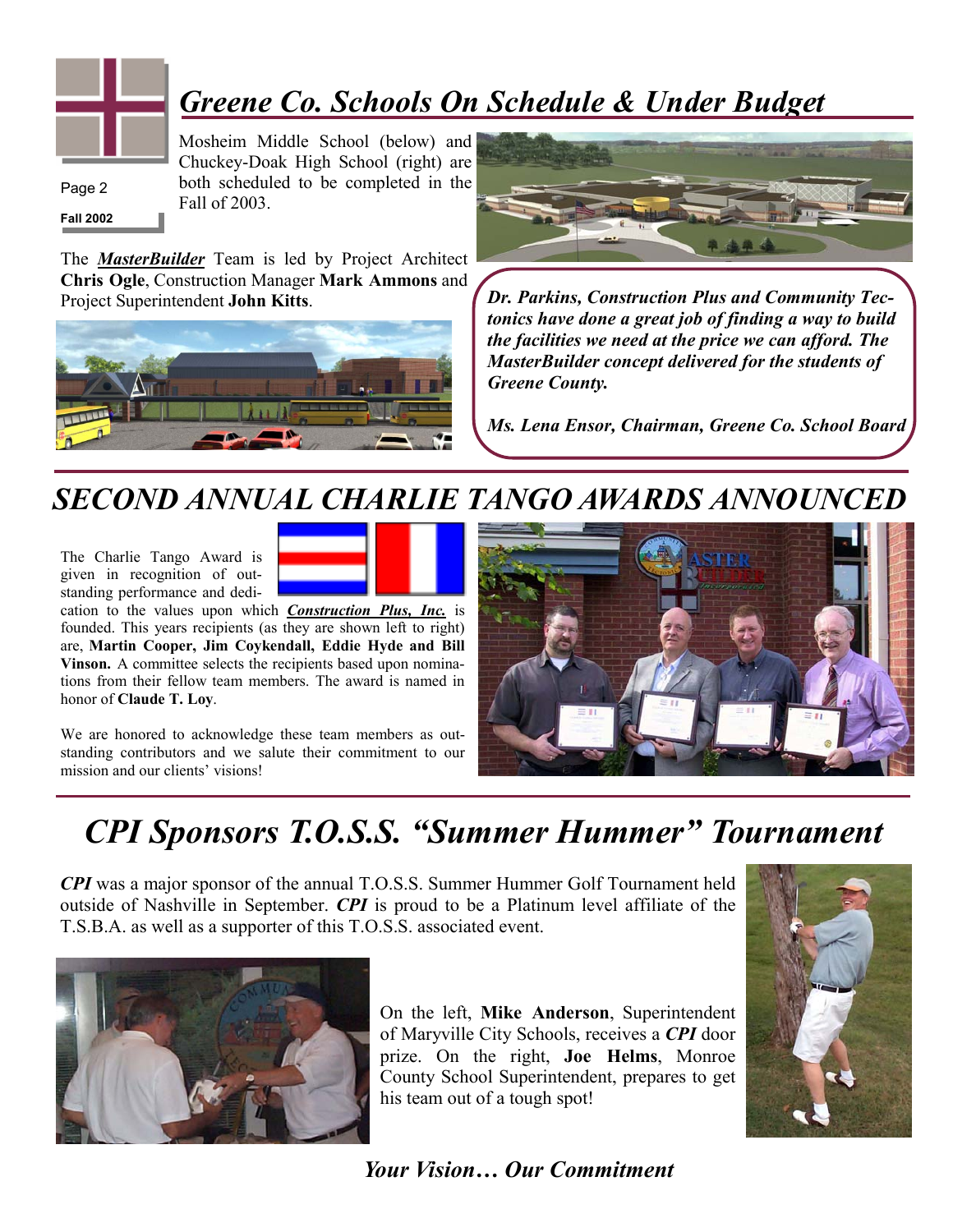# *Greene Co. Schools On Schedule & Under Budget*

Mosheim Middle School (below) and Chuckey-Doak High School (right) are both scheduled to be completed in the Fall of 2003.

The ***MasterBuilder*** Team is led by Project Architect **Chris Ogle**, Construction Manager **Mark Ammons** and Project Superintendent **John Kitts**.

> ***Dr. Parkins, Construction Plus and Community Tectonics have done a great job of finding a way to build the facilities we need at the price we can afford. The MasterBuilder concept delivered for the students of Greene County.***
>
> ***Ms. Lena Ensor, Chairman, Greene Co. School Board***

# *SECOND ANNUAL CHARLIE TANGO AWARDS ANNOUNCED*

The Charlie Tango Award is given in recognition of outstanding performance and dedication to the values upon which ***Construction Plus, Inc.*** is founded. This years recipients (as they are shown left to right) are, **Martin Cooper, Jim Coykendall, Eddie Hyde and Bill Vinson.** A committee selects the recipients based upon nominations from their fellow team members. The award is named in honor of **Claude T. Loy**.

We are honored to acknowledge these team members as outstanding contributors and we salute their commitment to our mission and our clients' visions!

# *CPI Sponsors T.O.S.S. "Summer Hummer" Tournament*

***CPI*** was a major sponsor of the annual T.O.S.S. Summer Hummer Golf Tournament held outside of Nashville in September. ***CPI*** is proud to be a Platinum level affiliate of the T.S.B.A. as well as a supporter of this T.O.S.S. associated event.

On the left, **Mike Anderson**, Superintendent of Maryville City Schools, receives a ***CPI*** door prize. On the right, **Joe Helms**, Monroe County School Superintendent, prepares to get his team out of a tough spot!

***Your Vision… Our Commitment***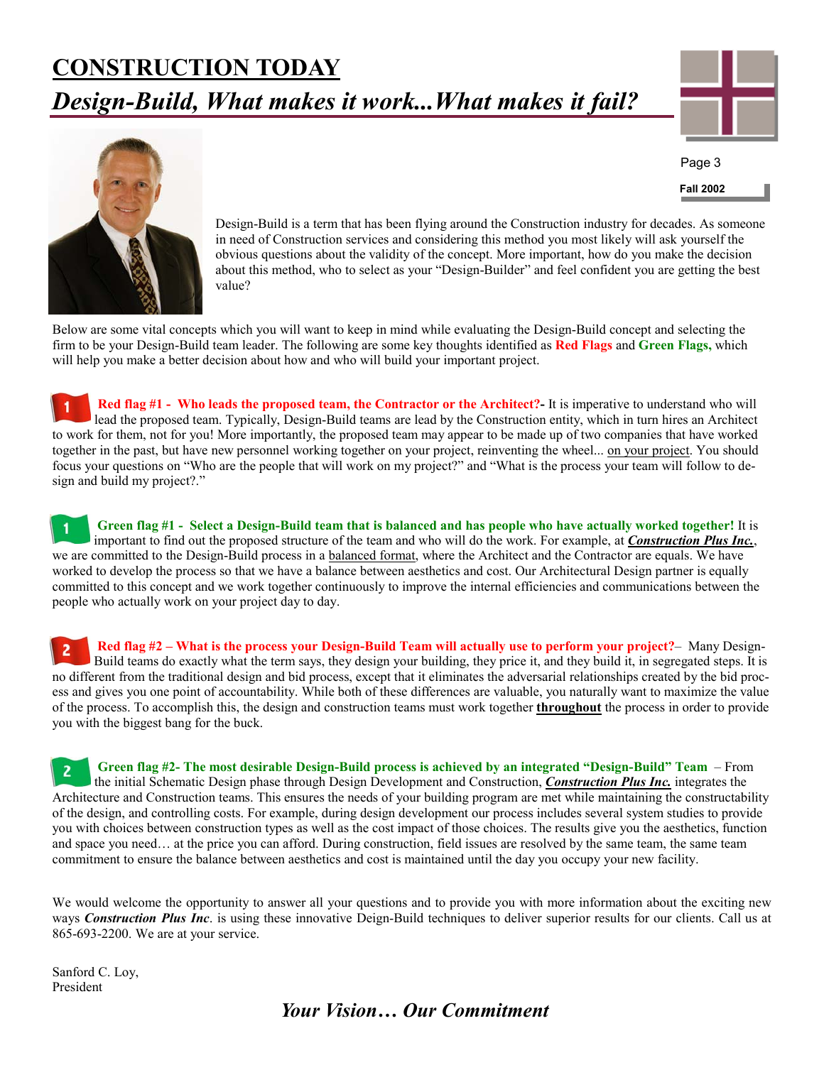# CONSTRUCTION TODAY

## *Design-Build, What makes it work...What makes it fail?*

**Fall 2002**

Design-Build is a term that has been flying around the Construction industry for decades. As someone in need of Construction services and considering this method you most likely will ask yourself the obvious questions about the validity of the concept. More important, how do you make the decision about this method, who to select as your "Design-Builder" and feel confident you are getting the best value?

Below are some vital concepts which you will want to keep in mind while evaluating the Design-Build concept and selecting the firm to be your Design-Build team leader. The following are some key thoughts identified as **Red Flags** and **Green Flags,** which will help you make a better decision about how and who will build your important project.

**Red flag #1 - Who leads the proposed team, the Contractor or the Architect?-** It is imperative to understand who will lead the proposed team. Typically, Design-Build teams are lead by the Construction entity, which in turn hires an Architect to work for them, not for you! More importantly, the proposed team may appear to be made up of two companies that have worked together in the past, but have new personnel working together on your project, reinventing the wheel... on your project. You should focus your questions on "Who are the people that will work on my project?" and "What is the process your team will follow to design and build my project?."

**Green flag #1 - Select a Design-Build team that is balanced and has people who have actually worked together!** It is important to find out the proposed structure of the team and who will do the work. For example, at ***Construction Plus Inc.***, we are committed to the Design-Build process in a balanced format, where the Architect and the Contractor are equals. We have worked to develop the process so that we have a balance between aesthetics and cost. Our Architectural Design partner is equally committed to this concept and we work together continuously to improve the internal efficiencies and communications between the people who actually work on your project day to day.

**Red flag #2 – What is the process your Design-Build Team will actually use to perform your project?**– Many Design-Build teams do exactly what the term says, they design your building, they price it, and they build it, in segregated steps. It is no different from the traditional design and bid process, except that it eliminates the adversarial relationships created by the bid process and gives you one point of accountability. While both of these differences are valuable, you naturally want to maximize the value of the process. To accomplish this, the design and construction teams must work together **throughout** the process in order to provide you with the biggest bang for the buck.

**Green flag #2- The most desirable Design-Build process is achieved by an integrated "Design-Build" Team** – From the initial Schematic Design phase through Design Development and Construction, ***Construction Plus Inc.*** integrates the Architecture and Construction teams. This ensures the needs of your building program are met while maintaining the constructability of the design, and controlling costs. For example, during design development our process includes several system studies to provide you with choices between construction types as well as the cost impact of those choices. The results give you the aesthetics, function and space you need… at the price you can afford. During construction, field issues are resolved by the same team, the same team commitment to ensure the balance between aesthetics and cost is maintained until the day you occupy your new facility.

We would welcome the opportunity to answer all your questions and to provide you with more information about the exciting new ways ***Construction Plus Inc***. is using these innovative Deign-Build techniques to deliver superior results for our clients. Call us at 865-693-2200. We are at your service.

Sanford C. Loy,
President

***Your Vision… Our Commitment***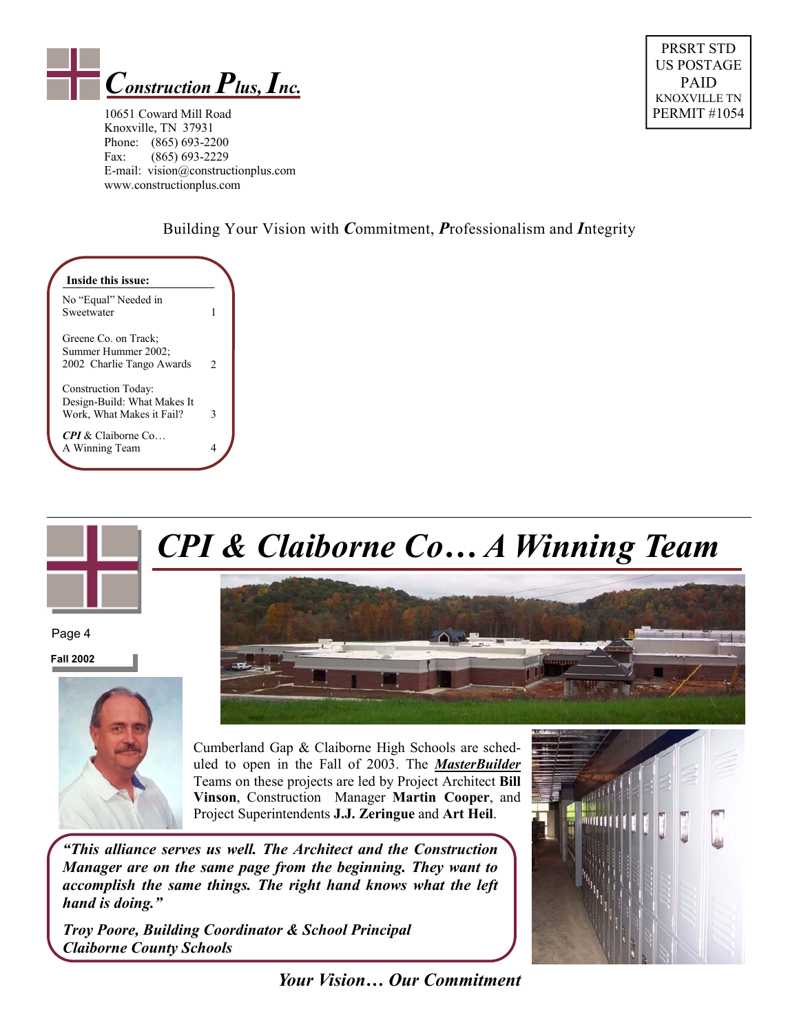# *C*onstruction *P*lus, *I*nc.

10651 Coward Mill Road
Knoxville, TN 37931
Phone: (865) 693-2200
Fax: (865) 693-2229
E-mail: vision@constructionplus.com
www.constructionplus.com

PRSRT STD
US POSTAGE
PAID
KNOXVILLE TN
PERMIT #1054

Building Your Vision with ***C***ommitment, ***P***rofessionalism and ***I***ntegrity

**Inside this issue:**

| | |
|---|---|
| No "Equal" Needed in Sweetwater | 1 |
| Greene Co. on Track; Summer Hummer 2002; 2002 Charlie Tango Awards | 2 |
| Construction Today: Design-Build: What Makes It Work, What Makes it Fail? | 3 |
| ***CPI*** & Claiborne Co… A Winning Team | 4 |

Fall 2002

# *CPI & Claiborne Co… A Winning Team*

Cumberland Gap & Claiborne High Schools are scheduled to open in the Fall of 2003. The ***MasterBuilder*** Teams on these projects are led by Project Architect **Bill Vinson**, Construction Manager **Martin Cooper**, and Project Superintendents **J.J. Zeringue** and **Art Heil**.

***"This alliance serves us well. The Architect and the Construction Manager are on the same page from the beginning. They want to accomplish the same things. The right hand knows what the left hand is doing."***

***Troy Poore, Building Coordinator & School Principal***
***Claiborne County Schools***

***Your Vision… Our Commitment***